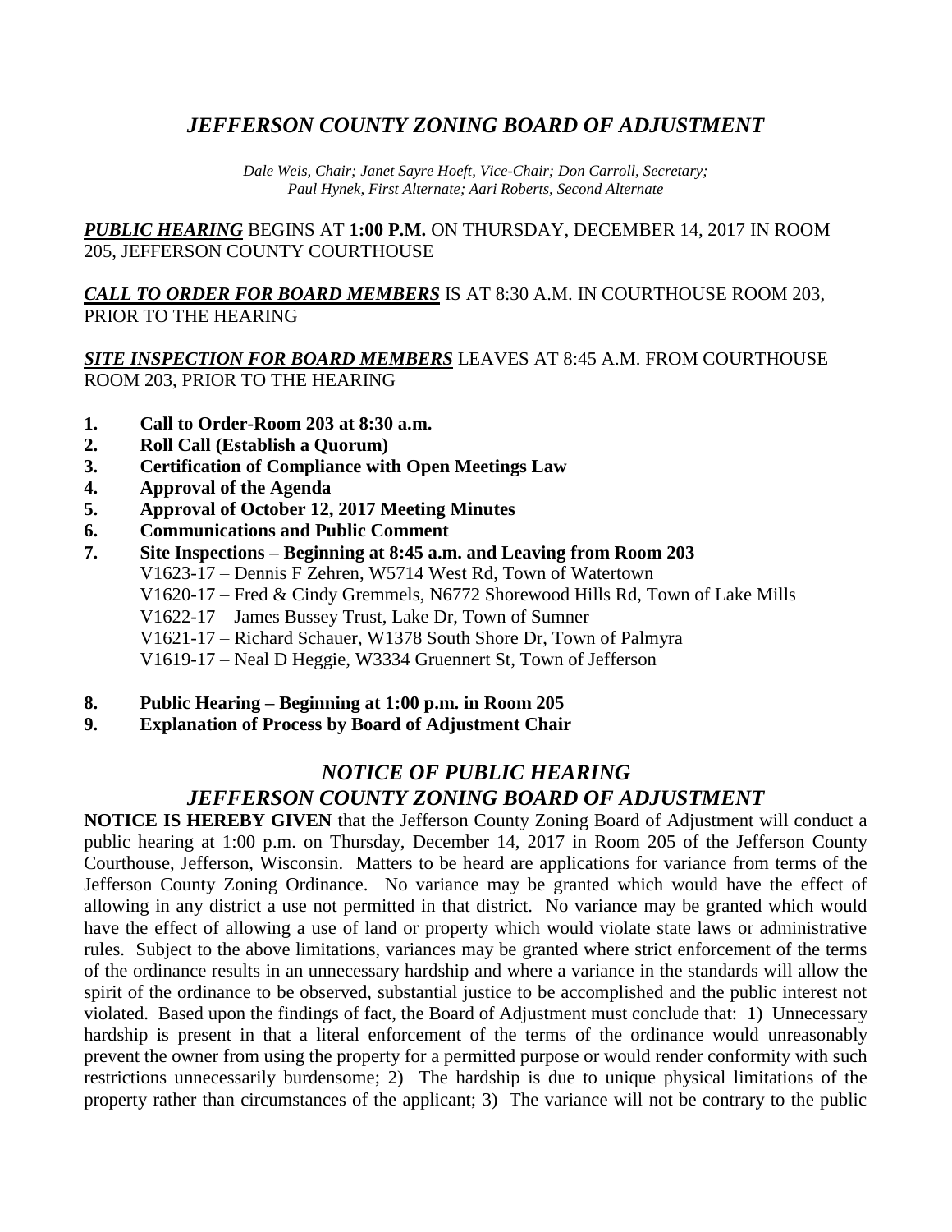# *JEFFERSON COUNTY ZONING BOARD OF ADJUSTMENT*

*Dale Weis, Chair; Janet Sayre Hoeft, Vice-Chair; Don Carroll, Secretary; Paul Hynek, First Alternate; Aari Roberts, Second Alternate*

***PUBLIC HEARING*** BEGINS AT **1:00 P.M.** ON THURSDAY, DECEMBER 14, 2017 IN ROOM 205, JEFFERSON COUNTY COURTHOUSE

***CALL TO ORDER FOR BOARD MEMBERS*** IS AT 8:30 A.M. IN COURTHOUSE ROOM 203, PRIOR TO THE HEARING

***SITE INSPECTION FOR BOARD MEMBERS*** LEAVES AT 8:45 A.M. FROM COURTHOUSE ROOM 203, PRIOR TO THE HEARING

1. **Call to Order-Room 203 at 8:30 a.m.**
2. **Roll Call (Establish a Quorum)**
3. **Certification of Compliance with Open Meetings Law**
4. **Approval of the Agenda**
5. **Approval of October 12, 2017 Meeting Minutes**
6. **Communications and Public Comment**
7. **Site Inspections – Beginning at 8:45 a.m. and Leaving from Room 203**
   V1623-17 – Dennis F Zehren, W5714 West Rd, Town of Watertown
   V1620-17 – Fred & Cindy Gremmels, N6772 Shorewood Hills Rd, Town of Lake Mills
   V1622-17 – James Bussey Trust, Lake Dr, Town of Sumner
   V1621-17 – Richard Schauer, W1378 South Shore Dr, Town of Palmyra
   V1619-17 – Neal D Heggie, W3334 Gruennert St, Town of Jefferson
8. **Public Hearing – Beginning at 1:00 p.m. in Room 205**
9. **Explanation of Process by Board of Adjustment Chair**

## *NOTICE OF PUBLIC HEARING*
## *JEFFERSON COUNTY ZONING BOARD OF ADJUSTMENT*

**NOTICE IS HEREBY GIVEN** that the Jefferson County Zoning Board of Adjustment will conduct a public hearing at 1:00 p.m. on Thursday, December 14, 2017 in Room 205 of the Jefferson County Courthouse, Jefferson, Wisconsin. Matters to be heard are applications for variance from terms of the Jefferson County Zoning Ordinance. No variance may be granted which would have the effect of allowing in any district a use not permitted in that district. No variance may be granted which would have the effect of allowing a use of land or property which would violate state laws or administrative rules. Subject to the above limitations, variances may be granted where strict enforcement of the terms of the ordinance results in an unnecessary hardship and where a variance in the standards will allow the spirit of the ordinance to be observed, substantial justice to be accomplished and the public interest not violated. Based upon the findings of fact, the Board of Adjustment must conclude that: 1) Unnecessary hardship is present in that a literal enforcement of the terms of the ordinance would unreasonably prevent the owner from using the property for a permitted purpose or would render conformity with such restrictions unnecessarily burdensome; 2) The hardship is due to unique physical limitations of the property rather than circumstances of the applicant; 3) The variance will not be contrary to the public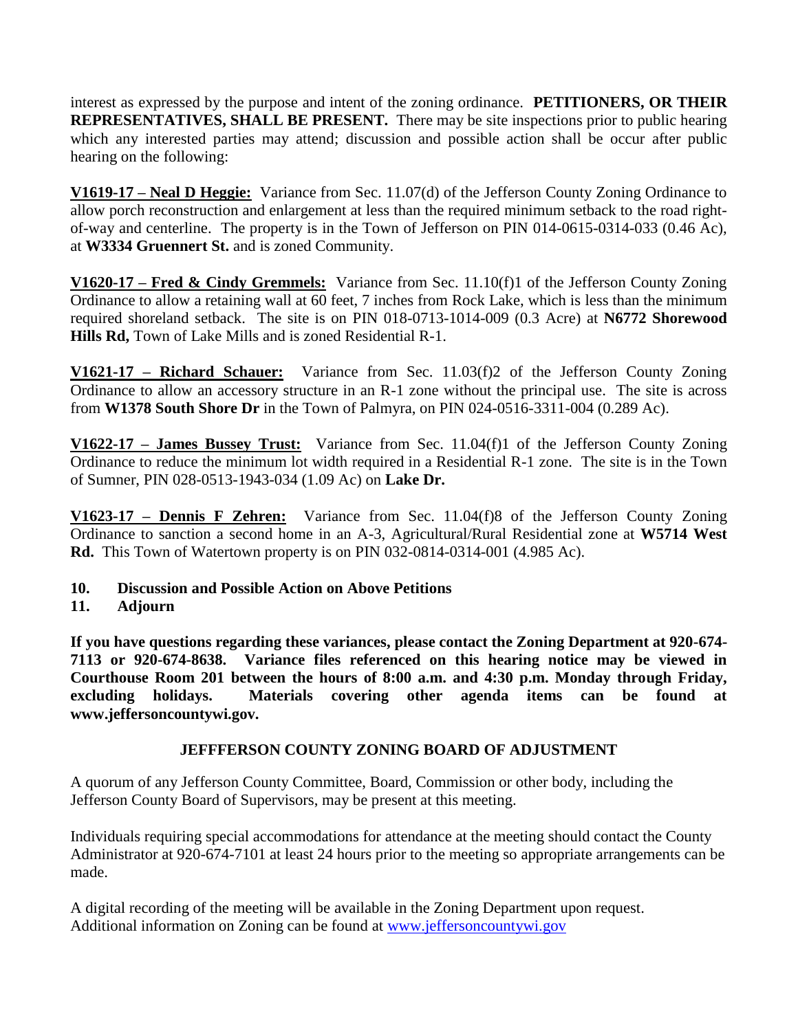interest as expressed by the purpose and intent of the zoning ordinance. **PETITIONERS, OR THEIR REPRESENTATIVES, SHALL BE PRESENT.** There may be site inspections prior to public hearing which any interested parties may attend; discussion and possible action shall be occur after public hearing on the following:

**V1619-17 – Neal D Heggie:** Variance from Sec. 11.07(d) of the Jefferson County Zoning Ordinance to allow porch reconstruction and enlargement at less than the required minimum setback to the road right-of-way and centerline. The property is in the Town of Jefferson on PIN 014-0615-0314-033 (0.46 Ac), at **W3334 Gruennert St.** and is zoned Community.

**V1620-17 – Fred & Cindy Gremmels:** Variance from Sec. 11.10(f)1 of the Jefferson County Zoning Ordinance to allow a retaining wall at 60 feet, 7 inches from Rock Lake, which is less than the minimum required shoreland setback. The site is on PIN 018-0713-1014-009 (0.3 Acre) at **N6772 Shorewood Hills Rd,** Town of Lake Mills and is zoned Residential R-1.

**V1621-17 – Richard Schauer:** Variance from Sec. 11.03(f)2 of the Jefferson County Zoning Ordinance to allow an accessory structure in an R-1 zone without the principal use. The site is across from **W1378 South Shore Dr** in the Town of Palmyra, on PIN 024-0516-3311-004 (0.289 Ac).

**V1622-17 – James Bussey Trust:** Variance from Sec. 11.04(f)1 of the Jefferson County Zoning Ordinance to reduce the minimum lot width required in a Residential R-1 zone. The site is in the Town of Sumner, PIN 028-0513-1943-034 (1.09 Ac) on **Lake Dr.**

**V1623-17 – Dennis F Zehren:** Variance from Sec. 11.04(f)8 of the Jefferson County Zoning Ordinance to sanction a second home in an A-3, Agricultural/Rural Residential zone at **W5714 West Rd.** This Town of Watertown property is on PIN 032-0814-0314-001 (4.985 Ac).

**10. Discussion and Possible Action on Above Petitions**

**11. Adjourn**

**If you have questions regarding these variances, please contact the Zoning Department at 920-674-7113 or 920-674-8638. Variance files referenced on this hearing notice may be viewed in Courthouse Room 201 between the hours of 8:00 a.m. and 4:30 p.m. Monday through Friday, excluding holidays. Materials covering other agenda items can be found at www.jeffersoncountywi.gov.**

**JEFFFERSON COUNTY ZONING BOARD OF ADJUSTMENT**

A quorum of any Jefferson County Committee, Board, Commission or other body, including the Jefferson County Board of Supervisors, may be present at this meeting.

Individuals requiring special accommodations for attendance at the meeting should contact the County Administrator at 920-674-7101 at least 24 hours prior to the meeting so appropriate arrangements can be made.

A digital recording of the meeting will be available in the Zoning Department upon request.
Additional information on Zoning can be found at www.jeffersoncountywi.gov